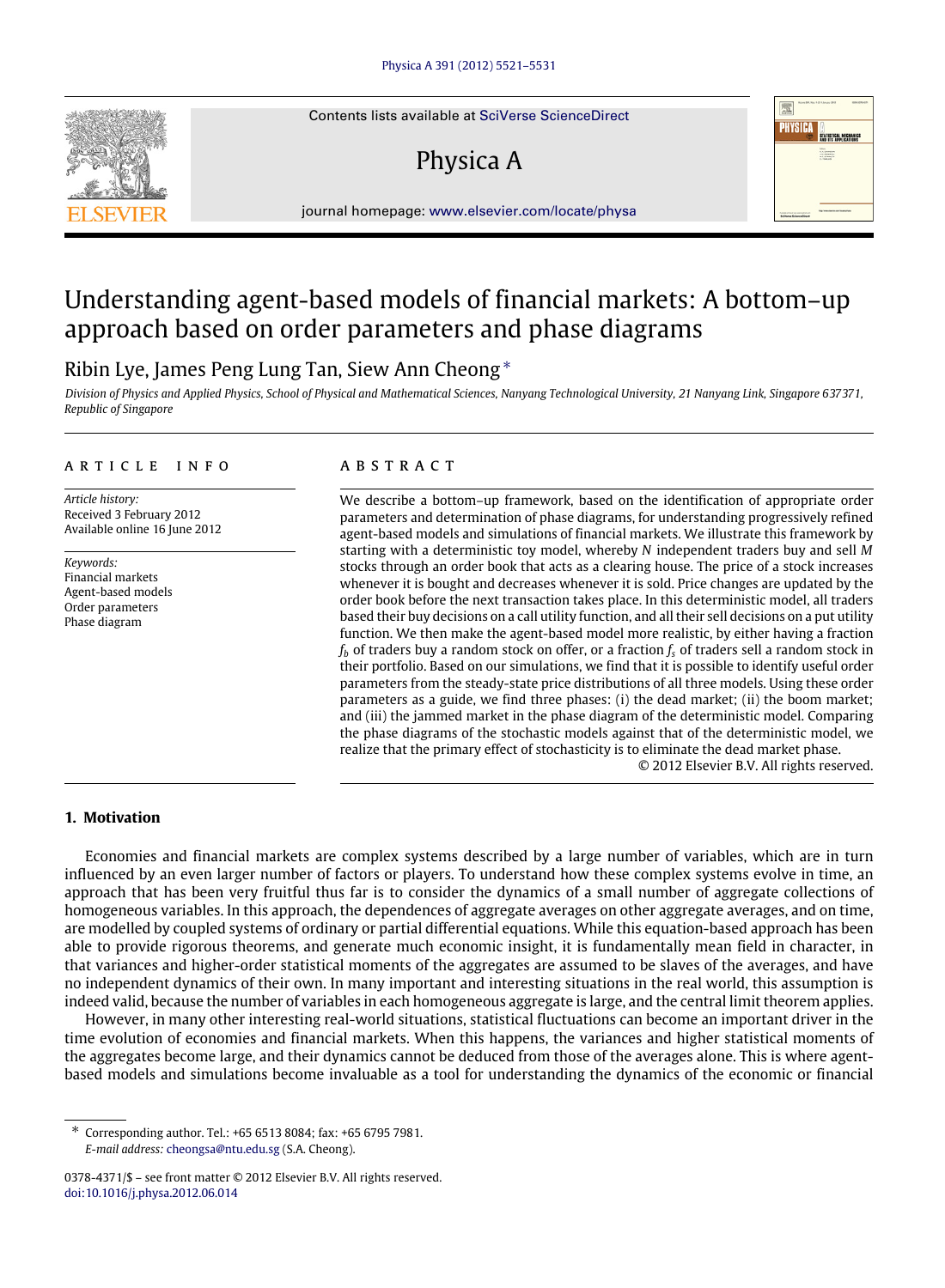# Understanding agent-based models of financial markets: A bottom–up approach based on order parameters and phase diagrams

Ribin Lye, James Peng Lung Tan, Siew Ann Cheong *

*Division of Physics and Applied Physics, School of Physical and Mathematical Sciences, Nanyang Technological University, 21 Nanyang Link, Singapore 637371, Republic of Singapore*

## ARTICLE INFO

*Article history:*
Received 3 February 2012
Available online 16 June 2012

*Keywords:*
Financial markets
Agent-based models
Order parameters
Phase diagram

## ABSTRACT

We describe a bottom–up framework, based on the identification of appropriate order parameters and determination of phase diagrams, for understanding progressively refined agent-based models and simulations of financial markets. We illustrate this framework by starting with a deterministic toy model, whereby $N$ independent traders buy and sell $M$ stocks through an order book that acts as a clearing house. The price of a stock increases whenever it is bought and decreases whenever it is sold. Price changes are updated by the order book before the next transaction takes place. In this deterministic model, all traders based their buy decisions on a call utility function, and all their sell decisions on a put utility function. We then make the agent-based model more realistic, by either having a fraction $f_b$ of traders buy a random stock on offer, or a fraction $f_s$ of traders sell a random stock in their portfolio. Based on our simulations, we find that it is possible to identify useful order parameters from the steady-state price distributions of all three models. Using these order parameters as a guide, we find three phases: (i) the dead market; (ii) the boom market; and (iii) the jammed market in the phase diagram of the deterministic model. Comparing the phase diagrams of the stochastic models against that of the deterministic model, we realize that the primary effect of stochasticity is to eliminate the dead market phase.

© 2012 Elsevier B.V. All rights reserved.

## 1. Motivation

Economies and financial markets are complex systems described by a large number of variables, which are in turn influenced by an even larger number of factors or players. To understand how these complex systems evolve in time, an approach that has been very fruitful thus far is to consider the dynamics of a small number of aggregate collections of homogeneous variables. In this approach, the dependences of aggregate averages on other aggregate averages, and on time, are modelled by coupled systems of ordinary or partial differential equations. While this equation-based approach has been able to provide rigorous theorems, and generate much economic insight, it is fundamentally mean field in character, in that variances and higher-order statistical moments of the aggregates are assumed to be slaves of the averages, and have no independent dynamics of their own. In many important and interesting situations in the real world, this assumption is indeed valid, because the number of variables in each homogeneous aggregate is large, and the central limit theorem applies.

However, in many other interesting real-world situations, statistical fluctuations can become an important driver in the time evolution of economies and financial markets. When this happens, the variances and higher statistical moments of the aggregates become large, and their dynamics cannot be deduced from those of the averages alone. This is where agent-based models and simulations become invaluable as a tool for understanding the dynamics of the economic or financial

---

* Corresponding author. Tel.: +65 6513 8084; fax: +65 6795 7981.
*E-mail address:* cheongsa@ntu.edu.sg (S.A. Cheong).

0378-4371/$ – see front matter © 2012 Elsevier B.V. All rights reserved.
doi:10.1016/j.physa.2012.06.014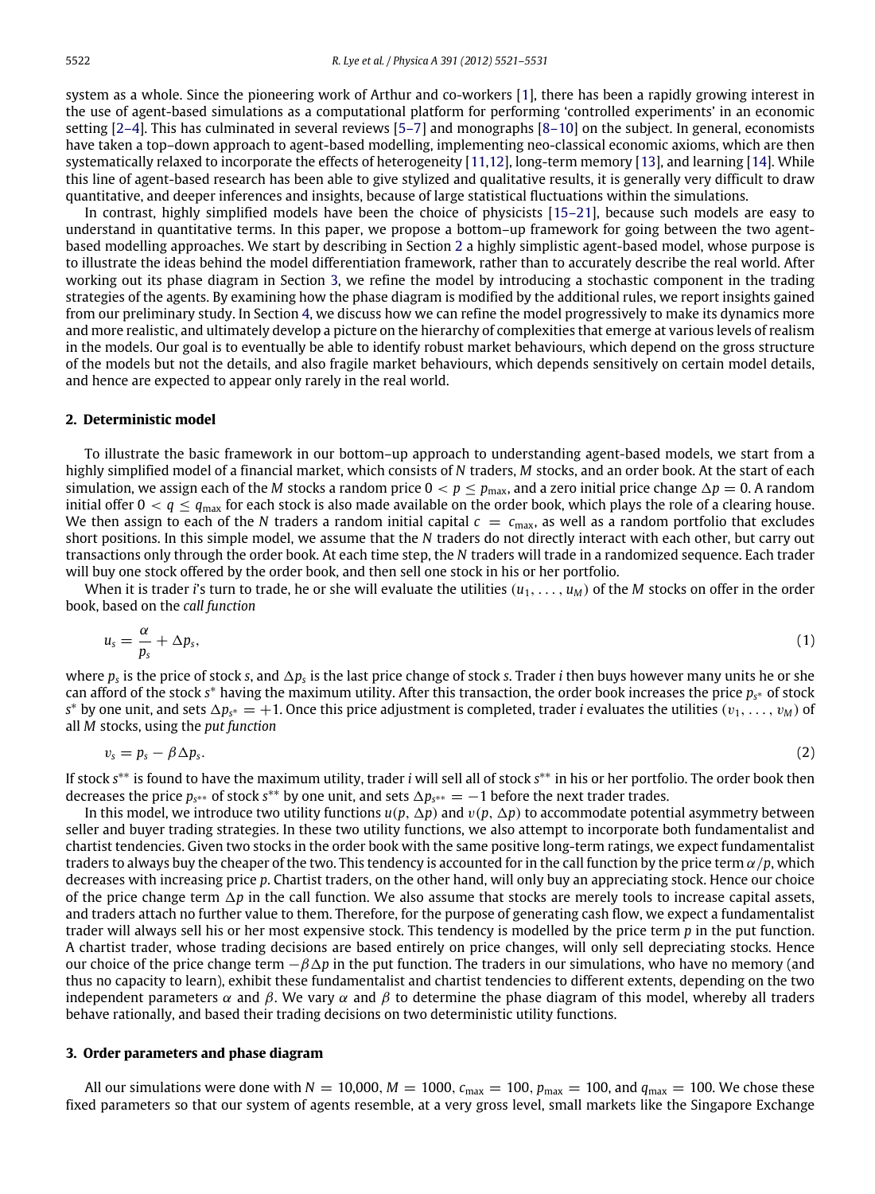system as a whole. Since the pioneering work of Arthur and co-workers [1], there has been a rapidly growing interest in the use of agent-based simulations as a computational platform for performing 'controlled experiments' in an economic setting [2–4]. This has culminated in several reviews [5–7] and monographs [8–10] on the subject. In general, economists have taken a top–down approach to agent-based modelling, implementing neo-classical economic axioms, which are then systematically relaxed to incorporate the effects of heterogeneity [11,12], long-term memory [13], and learning [14]. While this line of agent-based research has been able to give stylized and qualitative results, it is generally very difficult to draw quantitative, and deeper inferences and insights, because of large statistical fluctuations within the simulations.

In contrast, highly simplified models have been the choice of physicists [15–21], because such models are easy to understand in quantitative terms. In this paper, we propose a bottom–up framework for going between the two agent-based modelling approaches. We start by describing in Section 2 a highly simplistic agent-based model, whose purpose is to illustrate the ideas behind the model differentiation framework, rather than to accurately describe the real world. After working out its phase diagram in Section 3, we refine the model by introducing a stochastic component in the trading strategies of the agents. By examining how the phase diagram is modified by the additional rules, we report insights gained from our preliminary study. In Section 4, we discuss how we can refine the model progressively to make its dynamics more and more realistic, and ultimately develop a picture on the hierarchy of complexities that emerge at various levels of realism in the models. Our goal is to eventually be able to identify robust market behaviours, which depend on the gross structure of the models but not the details, and also fragile market behaviours, which depends sensitively on certain model details, and hence are expected to appear only rarely in the real world.

## 2. Deterministic model

To illustrate the basic framework in our bottom–up approach to understanding agent-based models, we start from a highly simplified model of a financial market, which consists of $N$ traders, $M$ stocks, and an order book. At the start of each simulation, we assign each of the $M$ stocks a random price $0 < p \leq p_{\max}$, and a zero initial price change $\Delta p = 0$. A random initial offer $0 < q \leq q_{\max}$ for each stock is also made available on the order book, which plays the role of a clearing house. We then assign to each of the $N$ traders a random initial capital $c = c_{\max}$, as well as a random portfolio that excludes short positions. In this simple model, we assume that the $N$ traders do not directly interact with each other, but carry out transactions only through the order book. At each time step, the $N$ traders will trade in a randomized sequence. Each trader will buy one stock offered by the order book, and then sell one stock in his or her portfolio.

When it is trader $i$'s turn to trade, he or she will evaluate the utilities $(u_1, \ldots, u_M)$ of the $M$ stocks on offer in the order book, based on the *call function*

$$u_s = \frac{\alpha}{p_s} + \Delta p_s, \tag{1}$$

where $p_s$ is the price of stock $s$, and $\Delta p_s$ is the last price change of stock $s$. Trader $i$ then buys however many units he or she can afford of the stock $s^*$ having the maximum utility. After this transaction, the order book increases the price $p_{s^*}$ of stock $s^*$ by one unit, and sets $\Delta p_{s^*} = +1$. Once this price adjustment is completed, trader $i$ evaluates the utilities $(v_1, \ldots, v_M)$ of all $M$ stocks, using the *put function*

$$v_s = p_s - \beta \Delta p_s. \tag{2}$$

If stock $s^{**}$ is found to have the maximum utility, trader $i$ will sell all of stock $s^{**}$ in his or her portfolio. The order book then decreases the price $p_{s^{**}}$ of stock $s^{**}$ by one unit, and sets $\Delta p_{s^{**}} = -1$ before the next trader trades.

In this model, we introduce two utility functions $u(p, \Delta p)$ and $v(p, \Delta p)$ to accommodate potential asymmetry between seller and buyer trading strategies. In these two utility functions, we also attempt to incorporate both fundamentalist and chartist tendencies. Given two stocks in the order book with the same positive long-term ratings, we expect fundamentalist traders to always buy the cheaper of the two. This tendency is accounted for in the call function by the price term $\alpha/p$, which decreases with increasing price $p$. Chartist traders, on the other hand, will only buy an appreciating stock. Hence our choice of the price change term $\Delta p$ in the call function. We also assume that stocks are merely tools to increase capital assets, and traders attach no further value to them. Therefore, for the purpose of generating cash flow, we expect a fundamentalist trader will always sell his or her most expensive stock. This tendency is modelled by the price term $p$ in the put function. A chartist trader, whose trading decisions are based entirely on price changes, will only sell depreciating stocks. Hence our choice of the price change term $-\beta \Delta p$ in the put function. The traders in our simulations, who have no memory (and thus no capacity to learn), exhibit these fundamentalist and chartist tendencies to different extents, depending on the two independent parameters $\alpha$ and $\beta$. We vary $\alpha$ and $\beta$ to determine the phase diagram of this model, whereby all traders behave rationally, and based their trading decisions on two deterministic utility functions.

## 3. Order parameters and phase diagram

All our simulations were done with $N = 10{,}000$, $M = 1000$, $c_{\max} = 100$, $p_{\max} = 100$, and $q_{\max} = 100$. We chose these fixed parameters so that our system of agents resemble, at a very gross level, small markets like the Singapore Exchange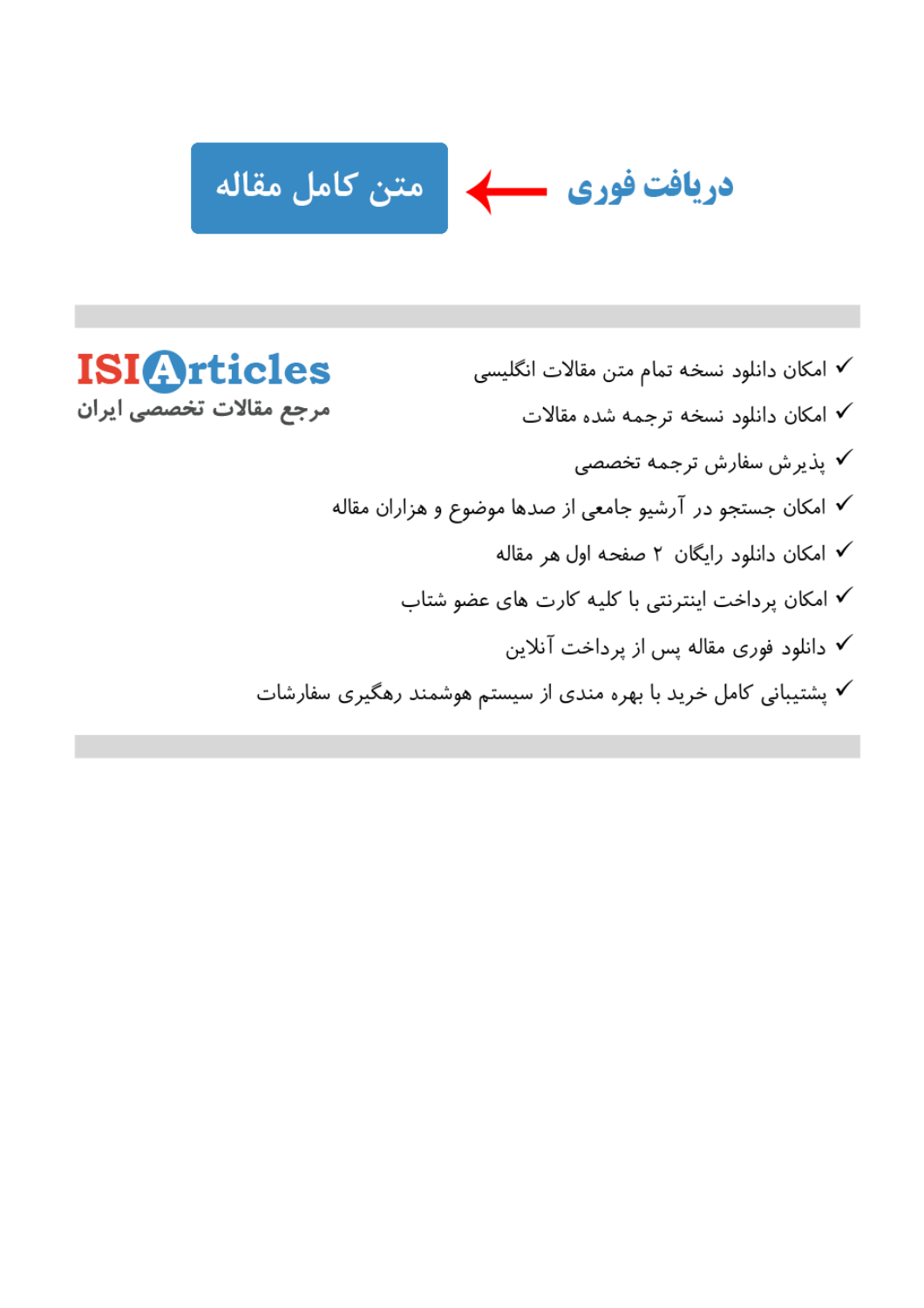**دریافت فوری** ← **متن کامل مقاله**

**ISIArticles**

**مرجع مقالات تخصصی ایران**

- ✓ امکان دانلود نسخه تمام متن مقالات انگلیسی
- ✓ امکان دانلود نسخه ترجمه شده مقالات
- ✓ پذیرش سفارش ترجمه تخصصی
- ✓ امکان جستجو در آرشیو جامعی از صدها موضوع و هزاران مقاله
- ✓ امکان دانلود رایگان ۲ صفحه اول هر مقاله
- ✓ امکان پرداخت اینترنتی با کلیه کارت های عضو شتاب
- ✓ دانلود فوری مقاله پس از پرداخت آنلاین
- ✓ پشتیبانی کامل خرید با بهره مندی از سیستم هوشمند رهگیری سفارشات